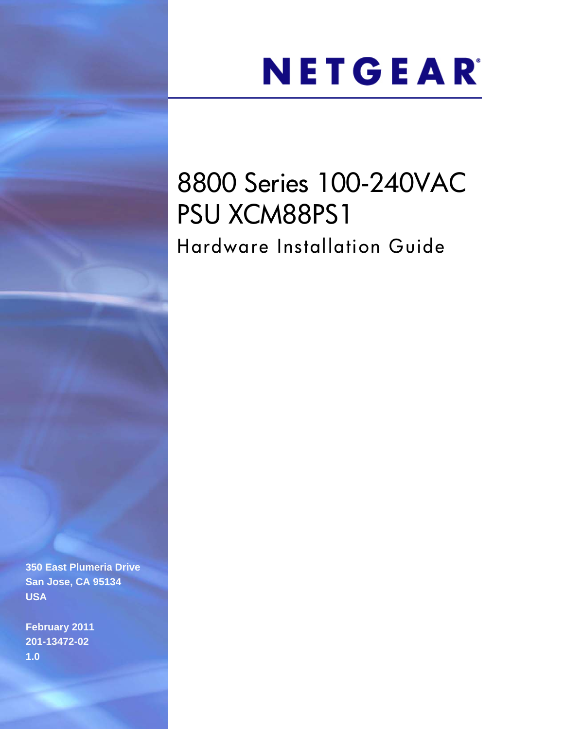NETGEAR

# 8800 Series 100-240VAC PSU XCM88PS1

## Hardware Installation Guide

350 East Plumeria Drive
San Jose, CA 95134
USA

February 2011
201-13472-02
1.0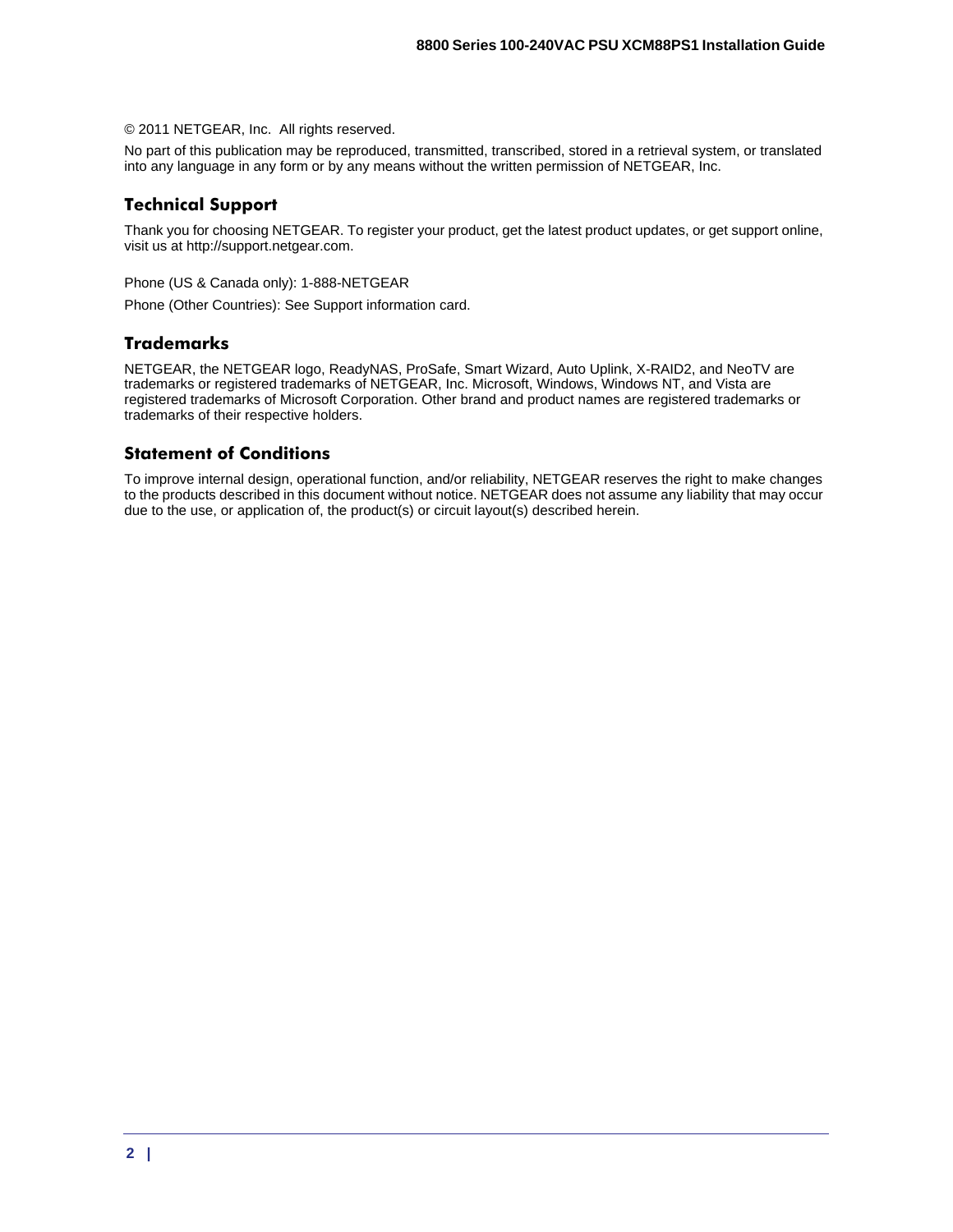© 2011 NETGEAR, Inc. All rights reserved.

No part of this publication may be reproduced, transmitted, transcribed, stored in a retrieval system, or translated into any language in any form or by any means without the written permission of NETGEAR, Inc.

## Technical Support

Thank you for choosing NETGEAR. To register your product, get the latest product updates, or get support online, visit us at http://support.netgear.com.

Phone (US & Canada only): 1-888-NETGEAR

Phone (Other Countries): See Support information card.

## Trademarks

NETGEAR, the NETGEAR logo, ReadyNAS, ProSafe, Smart Wizard, Auto Uplink, X-RAID2, and NeoTV are trademarks or registered trademarks of NETGEAR, Inc. Microsoft, Windows, Windows NT, and Vista are registered trademarks of Microsoft Corporation. Other brand and product names are registered trademarks or trademarks of their respective holders.

## Statement of Conditions

To improve internal design, operational function, and/or reliability, NETGEAR reserves the right to make changes to the products described in this document without notice. NETGEAR does not assume any liability that may occur due to the use, or application of, the product(s) or circuit layout(s) described herein.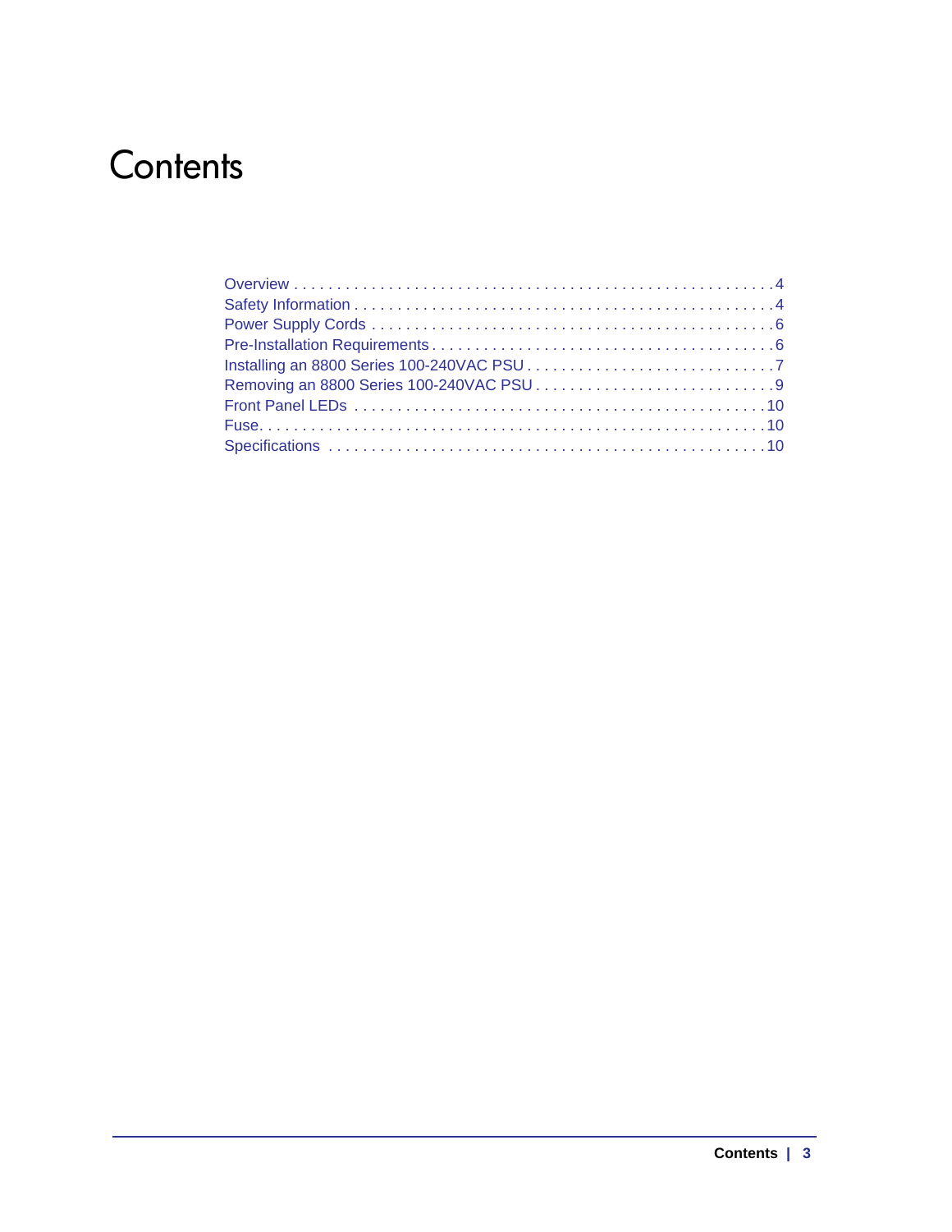# Contents

Overview . . . . . . . . . . . . . . . . . . . . . . . . . . . . . . . . . . . . . . . . . . . . . . . . . . . . . . 4
Safety Information . . . . . . . . . . . . . . . . . . . . . . . . . . . . . . . . . . . . . . . . . . . . . . . . . 4
Power Supply Cords . . . . . . . . . . . . . . . . . . . . . . . . . . . . . . . . . . . . . . . . . . . . . . . . 6
Pre-Installation Requirements . . . . . . . . . . . . . . . . . . . . . . . . . . . . . . . . . . . . . . . . . 6
Installing an 8800 Series 100-240VAC PSU . . . . . . . . . . . . . . . . . . . . . . . . . . . . . . 7
Removing an 8800 Series 100-240VAC PSU . . . . . . . . . . . . . . . . . . . . . . . . . . . . 9
Front Panel LEDs . . . . . . . . . . . . . . . . . . . . . . . . . . . . . . . . . . . . . . . . . . . . . . . . . 10
Fuse. . . . . . . . . . . . . . . . . . . . . . . . . . . . . . . . . . . . . . . . . . . . . . . . . . . . . . . . . . . . 10
Specifications . . . . . . . . . . . . . . . . . . . . . . . . . . . . . . . . . . . . . . . . . . . . . . . . . . . . 10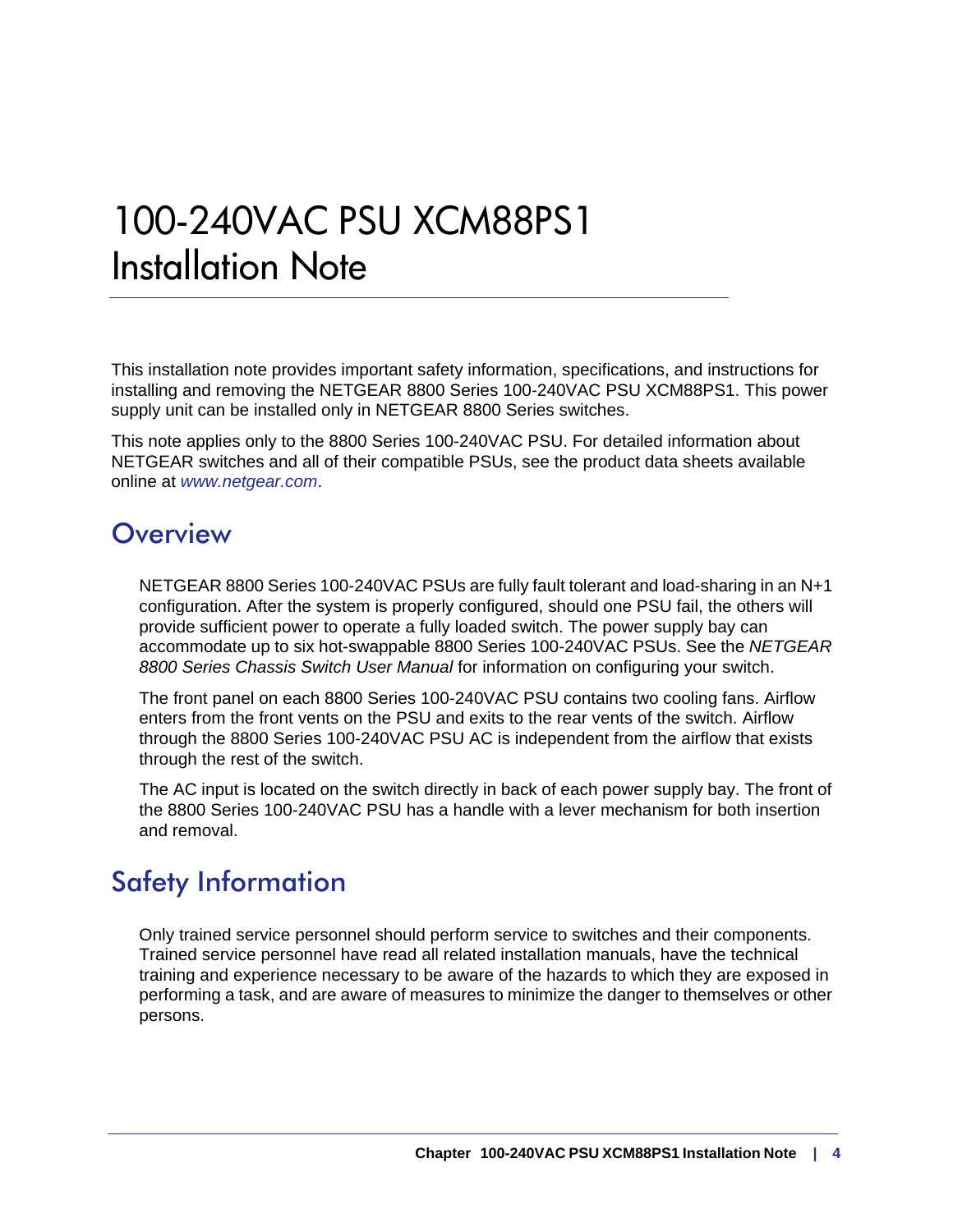# 100-240VAC PSU XCM88PS1 Installation Note

This installation note provides important safety information, specifications, and instructions for installing and removing the NETGEAR 8800 Series 100-240VAC PSU XCM88PS1. This power supply unit can be installed only in NETGEAR 8800 Series switches.

This note applies only to the 8800 Series 100-240VAC PSU. For detailed information about NETGEAR switches and all of their compatible PSUs, see the product data sheets available online at *www.netgear.com*.

## Overview

NETGEAR 8800 Series 100-240VAC PSUs are fully fault tolerant and load-sharing in an N+1 configuration. After the system is properly configured, should one PSU fail, the others will provide sufficient power to operate a fully loaded switch. The power supply bay can accommodate up to six hot-swappable 8800 Series 100-240VAC PSUs. See the *NETGEAR 8800 Series Chassis Switch User Manual* for information on configuring your switch.

The front panel on each 8800 Series 100-240VAC PSU contains two cooling fans. Airflow enters from the front vents on the PSU and exits to the rear vents of the switch. Airflow through the 8800 Series 100-240VAC PSU AC is independent from the airflow that exists through the rest of the switch.

The AC input is located on the switch directly in back of each power supply bay. The front of the 8800 Series 100-240VAC PSU has a handle with a lever mechanism for both insertion and removal.

## Safety Information

Only trained service personnel should perform service to switches and their components. Trained service personnel have read all related installation manuals, have the technical training and experience necessary to be aware of the hazards to which they are exposed in performing a task, and are aware of measures to minimize the danger to themselves or other persons.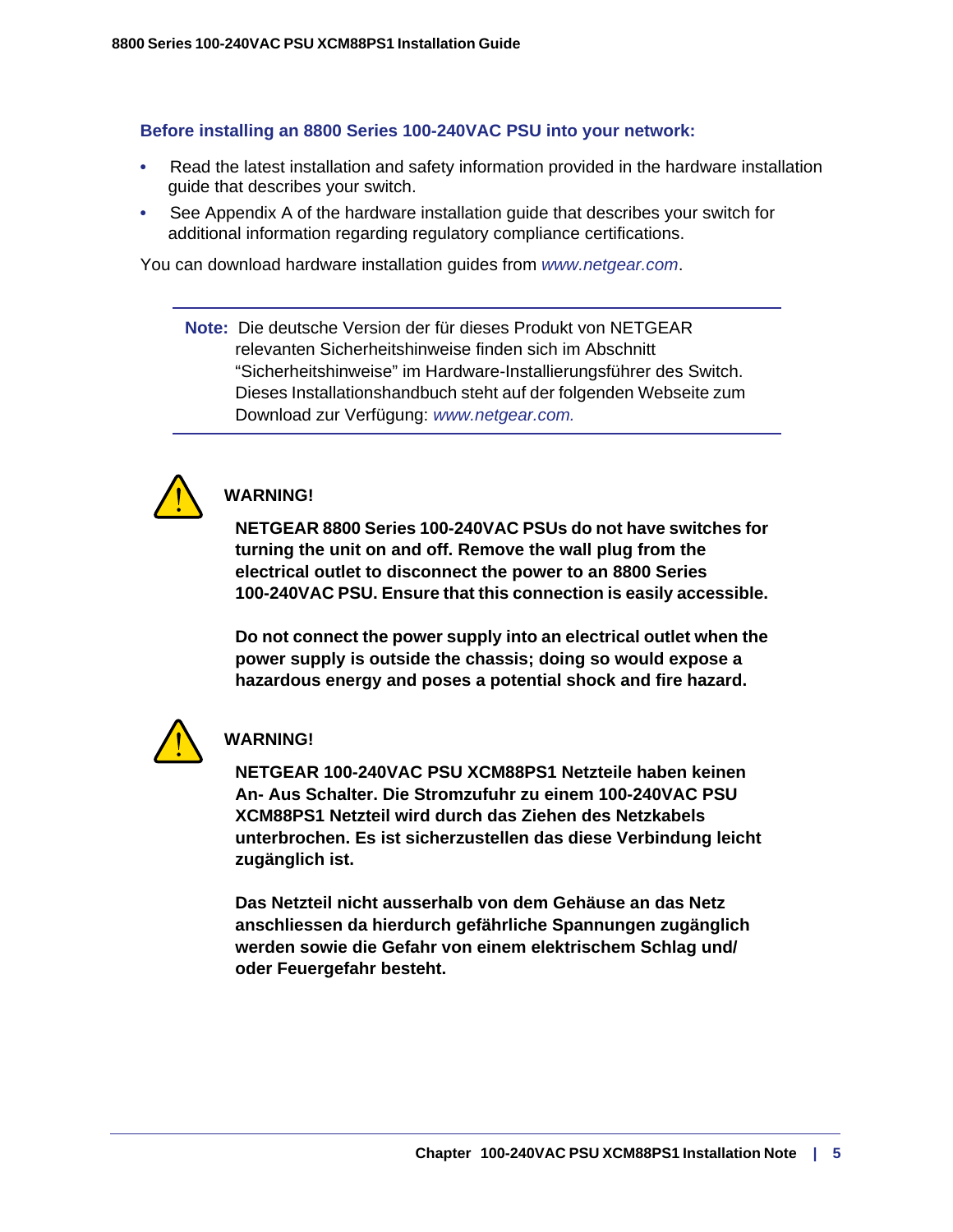**Before installing an 8800 Series 100-240VAC PSU into your network:**

- Read the latest installation and safety information provided in the hardware installation guide that describes your switch.
- See Appendix A of the hardware installation guide that describes your switch for additional information regarding regulatory compliance certifications.

You can download hardware installation guides from *www.netgear.com*.

---

**Note:** Die deutsche Version der für dieses Produkt von NETGEAR relevanten Sicherheitshinweise finden sich im Abschnitt “Sicherheitshinweise” im Hardware-Installierungsführer des Switch. Dieses Installationshandbuch steht auf der folgenden Webseite zum Download zur Verfügung: *www.netgear.com.*

---

**WARNING!**

**NETGEAR 8800 Series 100-240VAC PSUs do not have switches for turning the unit on and off. Remove the wall plug from the electrical outlet to disconnect the power to an 8800 Series 100-240VAC PSU. Ensure that this connection is easily accessible.**

**Do not connect the power supply into an electrical outlet when the power supply is outside the chassis; doing so would expose a hazardous energy and poses a potential shock and fire hazard.**

**WARNING!**

**NETGEAR 100-240VAC PSU XCM88PS1 Netzteile haben keinen An- Aus Schalter. Die Stromzufuhr zu einem 100-240VAC PSU XCM88PS1 Netzteil wird durch das Ziehen des Netzkabels unterbrochen. Es ist sicherzustellen das diese Verbindung leicht zugänglich ist.**

**Das Netzteil nicht ausserhalb von dem Gehäuse an das Netz anschliessen da hierdurch gefährliche Spannungen zugänglich werden sowie die Gefahr von einem elektrischem Schlag und/ oder Feuergefahr besteht.**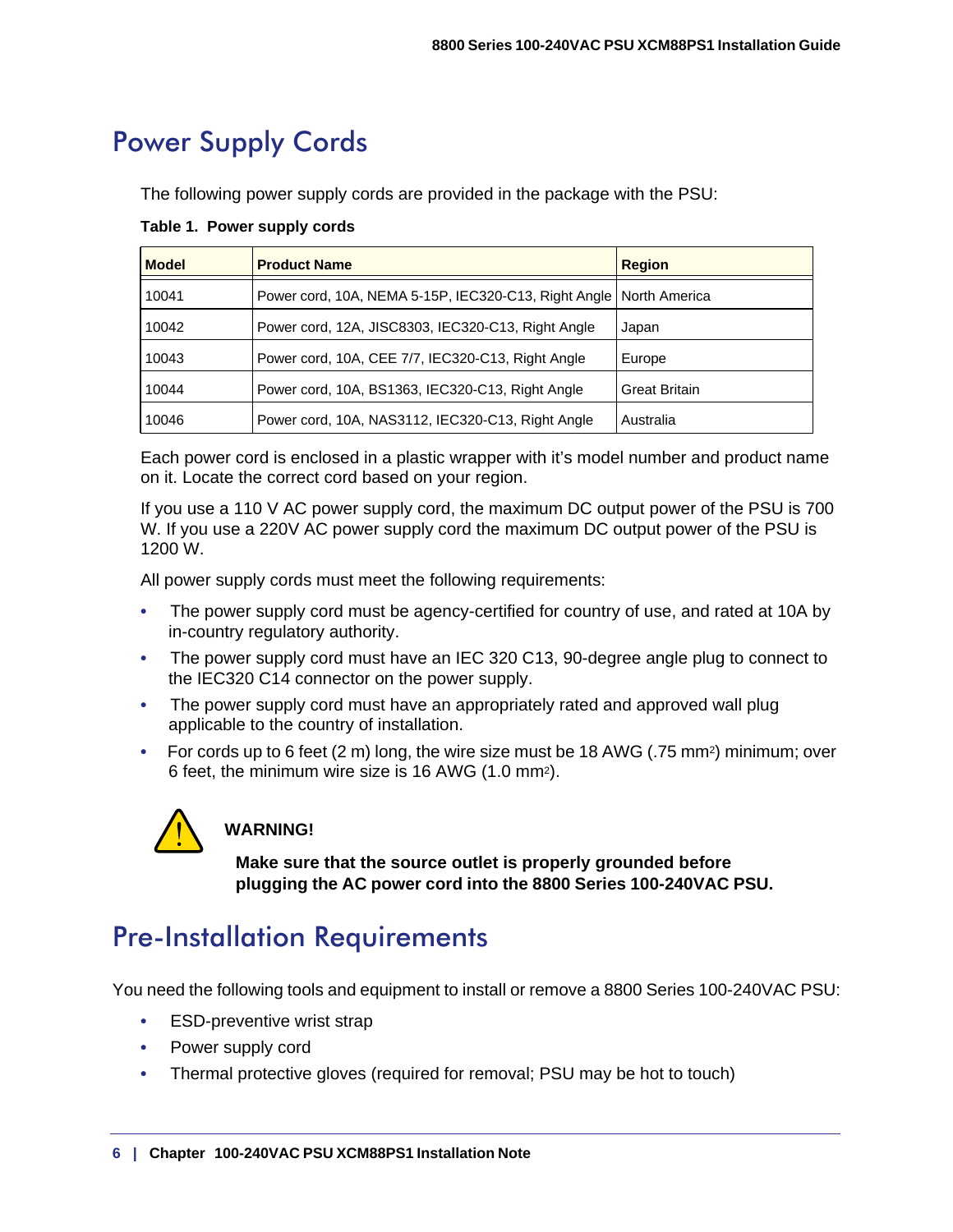# Power Supply Cords

The following power supply cords are provided in the package with the PSU:

**Table 1. Power supply cords**

| Model | Product Name | Region |
|---|---|---|
| 10041 | Power cord, 10A, NEMA 5-15P, IEC320-C13, Right Angle | North America |
| 10042 | Power cord, 12A, JISC8303, IEC320-C13, Right Angle | Japan |
| 10043 | Power cord, 10A, CEE 7/7, IEC320-C13, Right Angle | Europe |
| 10044 | Power cord, 10A, BS1363, IEC320-C13, Right Angle | Great Britain |
| 10046 | Power cord, 10A, NAS3112, IEC320-C13, Right Angle | Australia |

Each power cord is enclosed in a plastic wrapper with it's model number and product name on it. Locate the correct cord based on your region.

If you use a 110 V AC power supply cord, the maximum DC output power of the PSU is 700 W. If you use a 220V AC power supply cord the maximum DC output power of the PSU is 1200 W.

All power supply cords must meet the following requirements:

- The power supply cord must be agency-certified for country of use, and rated at 10A by in-country regulatory authority.
- The power supply cord must have an IEC 320 C13, 90-degree angle plug to connect to the IEC320 C14 connector on the power supply.
- The power supply cord must have an appropriately rated and approved wall plug applicable to the country of installation.
- For cords up to 6 feet (2 m) long, the wire size must be 18 AWG (.75 $mm^2$) minimum; over 6 feet, the minimum wire size is 16 AWG (1.0 $mm^2$).

**WARNING!**

**Make sure that the source outlet is properly grounded before plugging the AC power cord into the 8800 Series 100-240VAC PSU.**

# Pre-Installation Requirements

You need the following tools and equipment to install or remove a 8800 Series 100-240VAC PSU:

- ESD-preventive wrist strap
- Power supply cord
- Thermal protective gloves (required for removal; PSU may be hot to touch)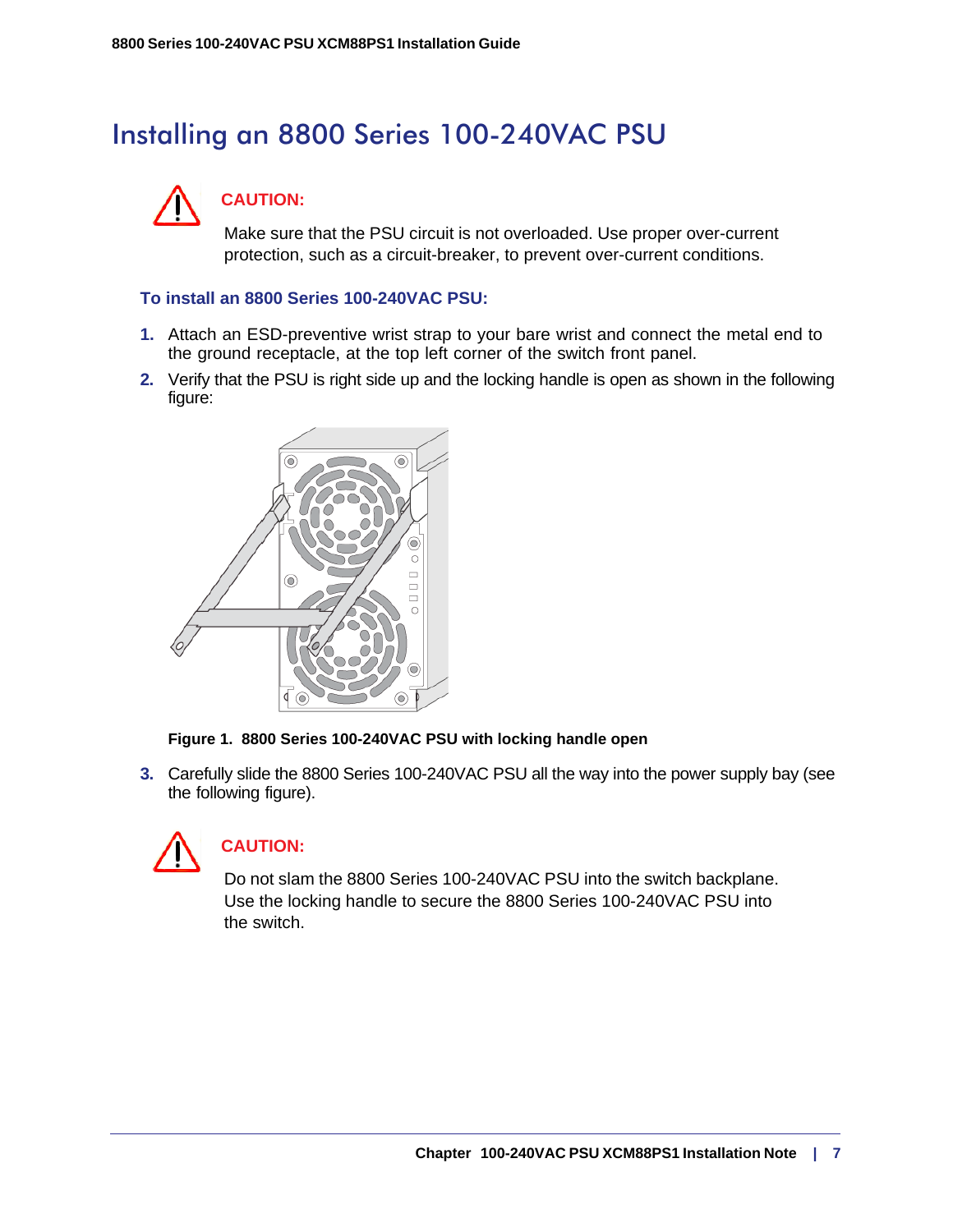# Installing an 8800 Series 100-240VAC PSU

**CAUTION:**

Make sure that the PSU circuit is not overloaded. Use proper over-current protection, such as a circuit-breaker, to prevent over-current conditions.

**To install an 8800 Series 100-240VAC PSU:**

1. Attach an ESD-preventive wrist strap to your bare wrist and connect the metal end to the ground receptacle, at the top left corner of the switch front panel.
2. Verify that the PSU is right side up and the locking handle is open as shown in the following figure:

**Figure 1. 8800 Series 100-240VAC PSU with locking handle open**

3. Carefully slide the 8800 Series 100-240VAC PSU all the way into the power supply bay (see the following figure).

**CAUTION:**

Do not slam the 8800 Series 100-240VAC PSU into the switch backplane. Use the locking handle to secure the 8800 Series 100-240VAC PSU into the switch.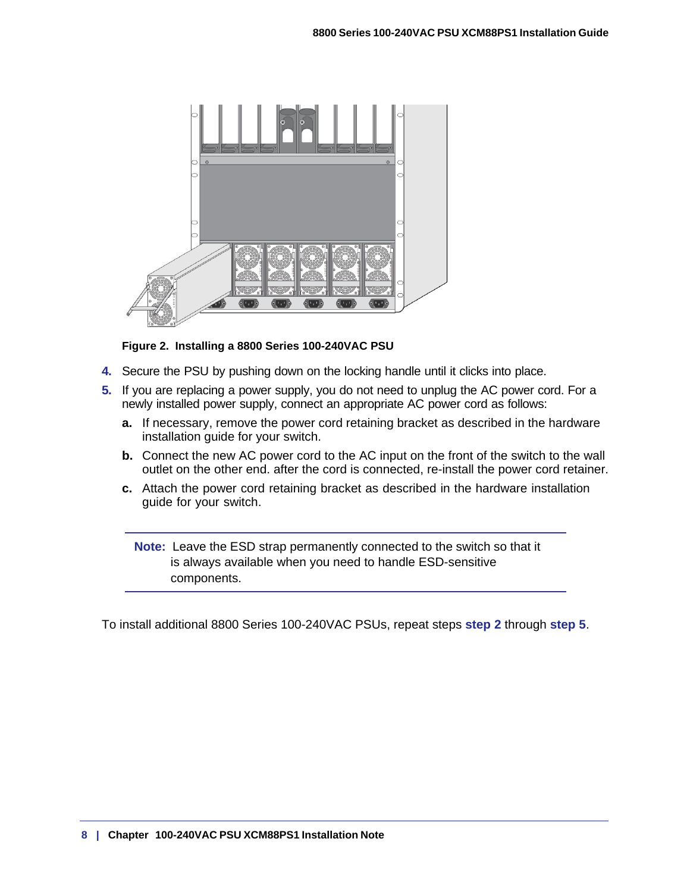**Figure 2. Installing a 8800 Series 100-240VAC PSU**

4. Secure the PSU by pushing down on the locking handle until it clicks into place.
5. If you are replacing a power supply, you do not need to unplug the AC power cord. For a newly installed power supply, connect an appropriate AC power cord as follows:
   - **a.** If necessary, remove the power cord retaining bracket as described in the hardware installation guide for your switch.
   - **b.** Connect the new AC power cord to the AC input on the front of the switch to the wall outlet on the other end. after the cord is connected, re-install the power cord retainer.
   - **c.** Attach the power cord retaining bracket as described in the hardware installation guide for your switch.

---

**Note:** Leave the ESD strap permanently connected to the switch so that it is always available when you need to handle ESD-sensitive components.

---

To install additional 8800 Series 100-240VAC PSUs, repeat steps **step 2** through **step 5**.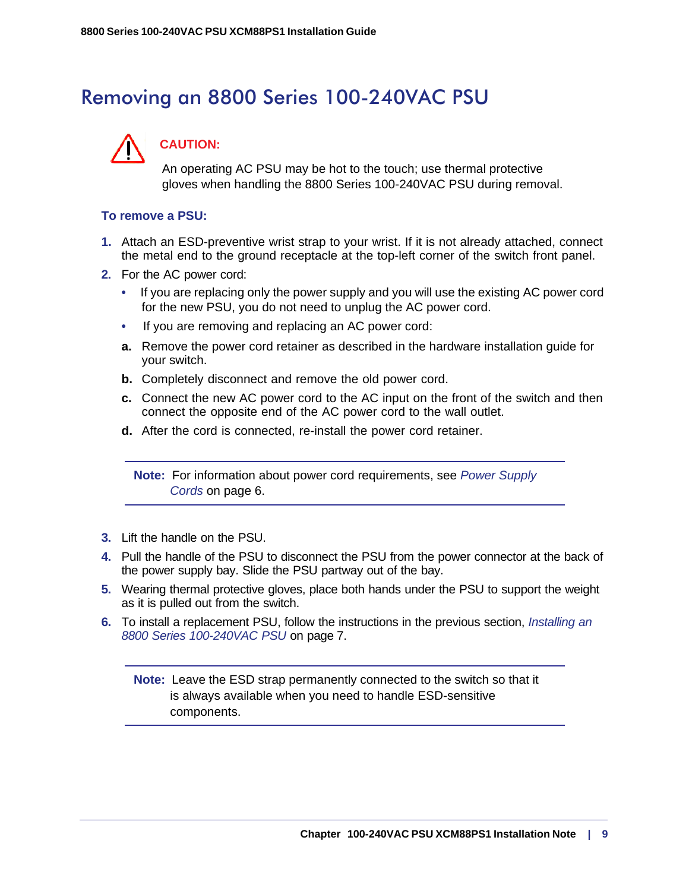# Removing an 8800 Series 100-240VAC PSU

**CAUTION:**

An operating AC PSU may be hot to the touch; use thermal protective gloves when handling the 8800 Series 100-240VAC PSU during removal.

**To remove a PSU:**

1. Attach an ESD-preventive wrist strap to your wrist. If it is not already attached, connect the metal end to the ground receptacle at the top-left corner of the switch front panel.
2. For the AC power cord:
   - If you are replacing only the power supply and you will use the existing AC power cord for the new PSU, you do not need to unplug the AC power cord.
   - If you are removing and replacing an AC power cord:

   **a.** Remove the power cord retainer as described in the hardware installation guide for your switch.

   **b.** Completely disconnect and remove the old power cord.

   **c.** Connect the new AC power cord to the AC input on the front of the switch and then connect the opposite end of the AC power cord to the wall outlet.

   **d.** After the cord is connected, re-install the power cord retainer.

> **Note:** For information about power cord requirements, see *Power Supply Cords* on page 6.

3. Lift the handle on the PSU.
4. Pull the handle of the PSU to disconnect the PSU from the power connector at the back of the power supply bay. Slide the PSU partway out of the bay.
5. Wearing thermal protective gloves, place both hands under the PSU to support the weight as it is pulled out from the switch.
6. To install a replacement PSU, follow the instructions in the previous section, *Installing an 8800 Series 100-240VAC PSU* on page 7.

> **Note:** Leave the ESD strap permanently connected to the switch so that it is always available when you need to handle ESD-sensitive components.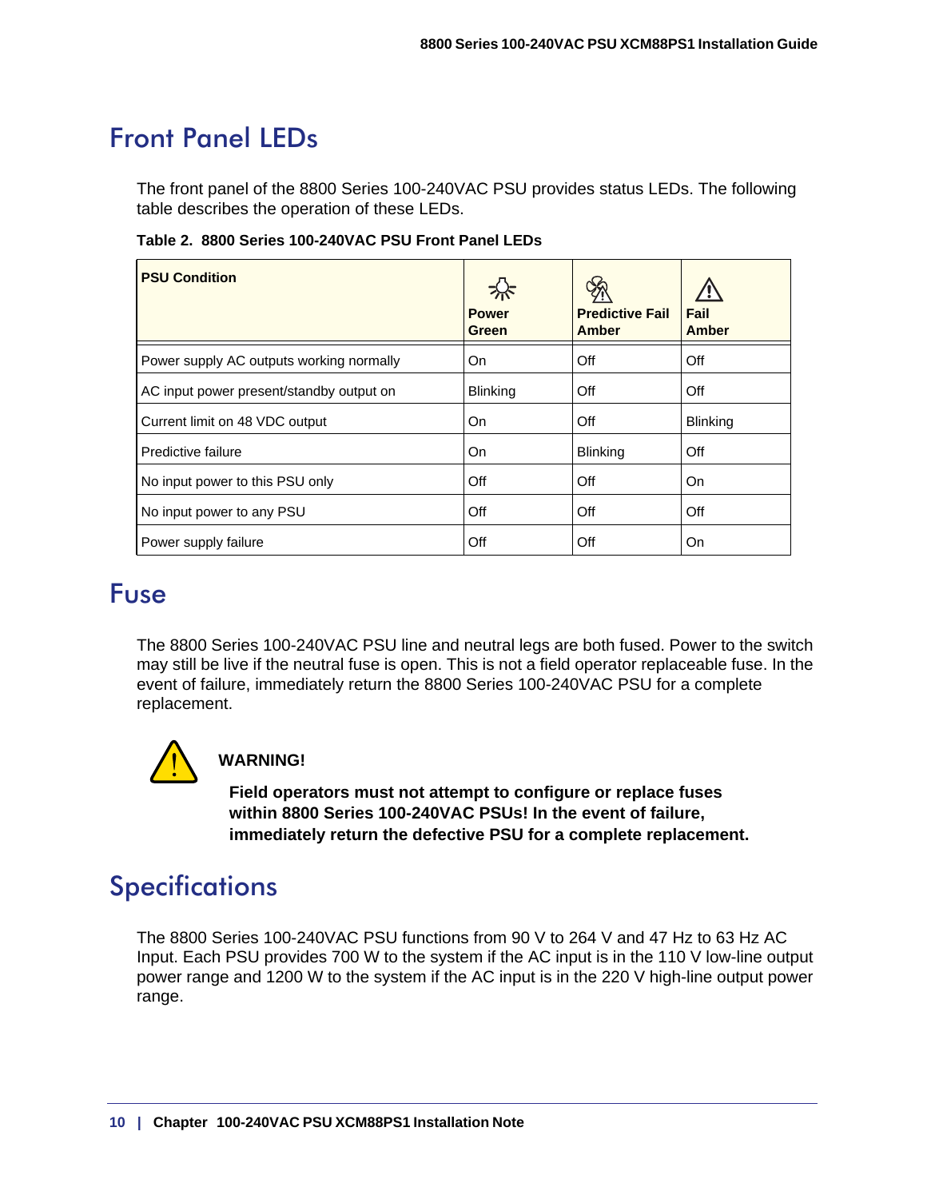## Front Panel LEDs

The front panel of the 8800 Series 100-240VAC PSU provides status LEDs. The following table describes the operation of these LEDs.

**Table 2. 8800 Series 100-240VAC PSU Front Panel LEDs**

| PSU Condition | Power Green | Predictive Fail Amber | Fail Amber |
|---|---|---|---|
| Power supply AC outputs working normally | On | Off | Off |
| AC input power present/standby output on | Blinking | Off | Off |
| Current limit on 48 VDC output | On | Off | Blinking |
| Predictive failure | On | Blinking | Off |
| No input power to this PSU only | Off | Off | On |
| No input power to any PSU | Off | Off | Off |
| Power supply failure | Off | Off | On |

## Fuse

The 8800 Series 100-240VAC PSU line and neutral legs are both fused. Power to the switch may still be live if the neutral fuse is open. This is not a field operator replaceable fuse. In the event of failure, immediately return the 8800 Series 100-240VAC PSU for a complete replacement.

**WARNING!**

**Field operators must not attempt to configure or replace fuses within 8800 Series 100-240VAC PSUs! In the event of failure, immediately return the defective PSU for a complete replacement.**

## Specifications

The 8800 Series 100-240VAC PSU functions from 90 V to 264 V and 47 Hz to 63 Hz AC Input. Each PSU provides 700 W to the system if the AC input is in the 110 V low-line output power range and 1200 W to the system if the AC input is in the 220 V high-line output power range.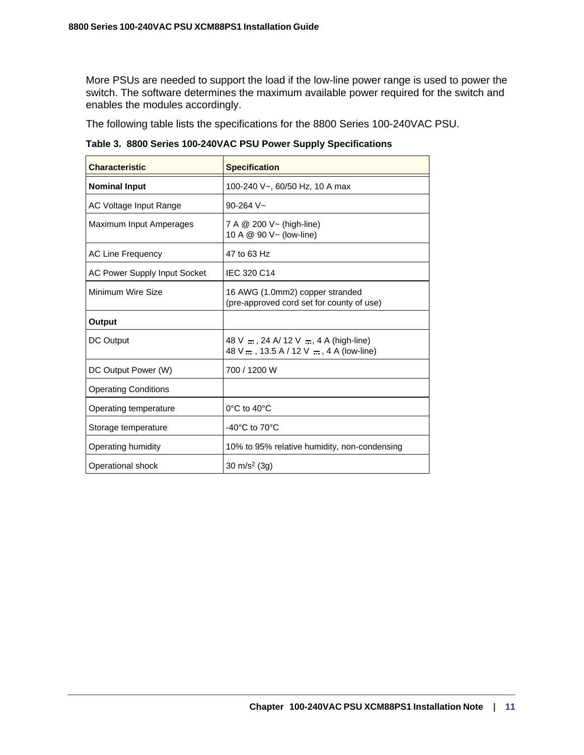More PSUs are needed to support the load if the low-line power range is used to power the switch. The software determines the maximum available power required for the switch and enables the modules accordingly.

The following table lists the specifications for the 8800 Series 100-240VAC PSU.

**Table 3. 8800 Series 100-240VAC PSU Power Supply Specifications**

| Characteristic | Specification |
|---|---|
| **Nominal Input** | 100-240 V~, 60/50 Hz, 10 A max |
| AC Voltage Input Range | 90-264 V~ |
| Maximum Input Amperages | 7 A @ 200 V~ (high-line)<br>10 A @ 90 V~ (low-line) |
| AC Line Frequency | 47 to 63 Hz |
| AC Power Supply Input Socket | IEC 320 C14 |
| Minimum Wire Size | 16 AWG (1.0mm2) copper stranded<br>(pre-approved cord set for county of use) |
| **Output** | |
| DC Output | 48 V ⎓ , 24 A/ 12 V ⎓, 4 A (high-line)<br>48 V ⎓ , 13.5 A / 12 V ⎓ , 4 A (low-line) |
| DC Output Power (W) | 700 / 1200 W |
| Operating Conditions | |
| Operating temperature | 0°C to 40°C |
| Storage temperature | -40°C to 70°C |
| Operating humidity | 10% to 95% relative humidity, non-condensing |
| Operational shock | 30 $m/s^2$ (3g) |